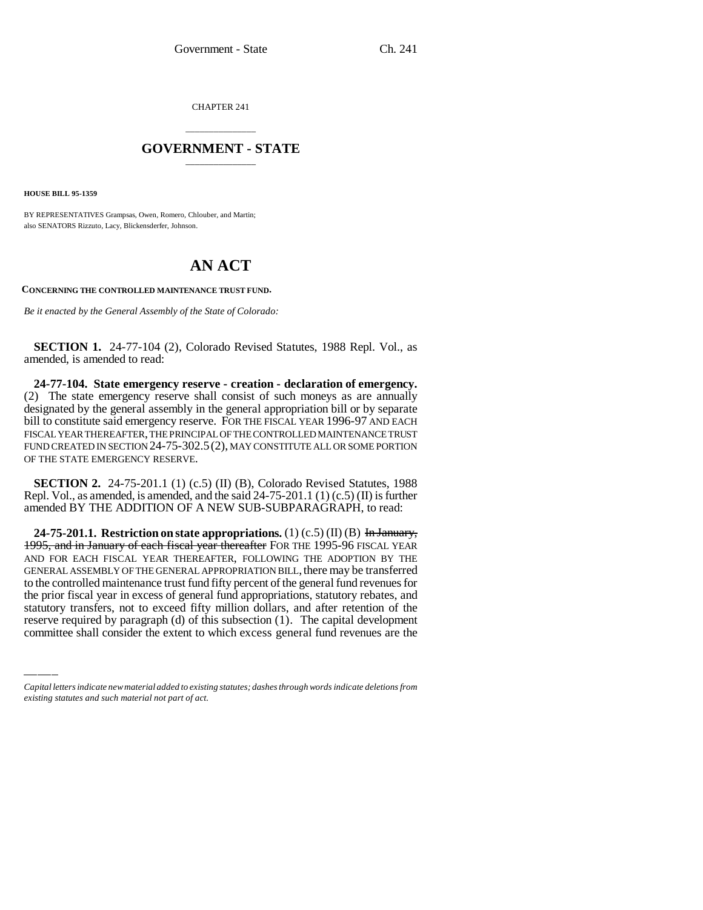CHAPTER 241

# GOVERNMENT - STATE

**HOUSE BILL 95-1359**

BY REPRESENTATIVES Grampsas, Owen, Romero, Chlouber, and Martin;
also SENATORS Rizzuto, Lacy, Blickensderfer, Johnson.

# AN ACT

**CONCERNING THE CONTROLLED MAINTENANCE TRUST FUND.**

*Be it enacted by the General Assembly of the State of Colorado:*

**SECTION 1.** 24-77-104 (2), Colorado Revised Statutes, 1988 Repl. Vol., as amended, is amended to read:

**24-77-104. State emergency reserve - creation - declaration of emergency.** (2) The state emergency reserve shall consist of such moneys as are annually designated by the general assembly in the general appropriation bill or by separate bill to constitute said emergency reserve. FOR THE FISCAL YEAR 1996-97 AND EACH FISCAL YEAR THEREAFTER, THE PRINCIPAL OF THE CONTROLLED MAINTENANCE TRUST FUND CREATED IN SECTION 24-75-302.5 (2), MAY CONSTITUTE ALL OR SOME PORTION OF THE STATE EMERGENCY RESERVE.

**SECTION 2.** 24-75-201.1 (1) (c.5) (II) (B), Colorado Revised Statutes, 1988 Repl. Vol., as amended, is amended, and the said 24-75-201.1 (1) (c.5) (II) is further amended BY THE ADDITION OF A NEW SUB-SUBPARAGRAPH, to read:

**24-75-201.1. Restriction on state appropriations.** (1) (c.5) (II) (B) ~~In January, 1995, and in January of each fiscal year thereafter~~ FOR THE 1995-96 FISCAL YEAR AND FOR EACH FISCAL YEAR THEREAFTER, FOLLOWING THE ADOPTION BY THE GENERAL ASSEMBLY OF THE GENERAL APPROPRIATION BILL, there may be transferred to the controlled maintenance trust fund fifty percent of the general fund revenues for the prior fiscal year in excess of general fund appropriations, statutory rebates, and statutory transfers, not to exceed fifty million dollars, and after retention of the reserve required by paragraph (d) of this subsection (1). The capital development committee shall consider the extent to which excess general fund revenues are the

---

*Capital letters indicate new material added to existing statutes; dashes through words indicate deletions from existing statutes and such material not part of act.*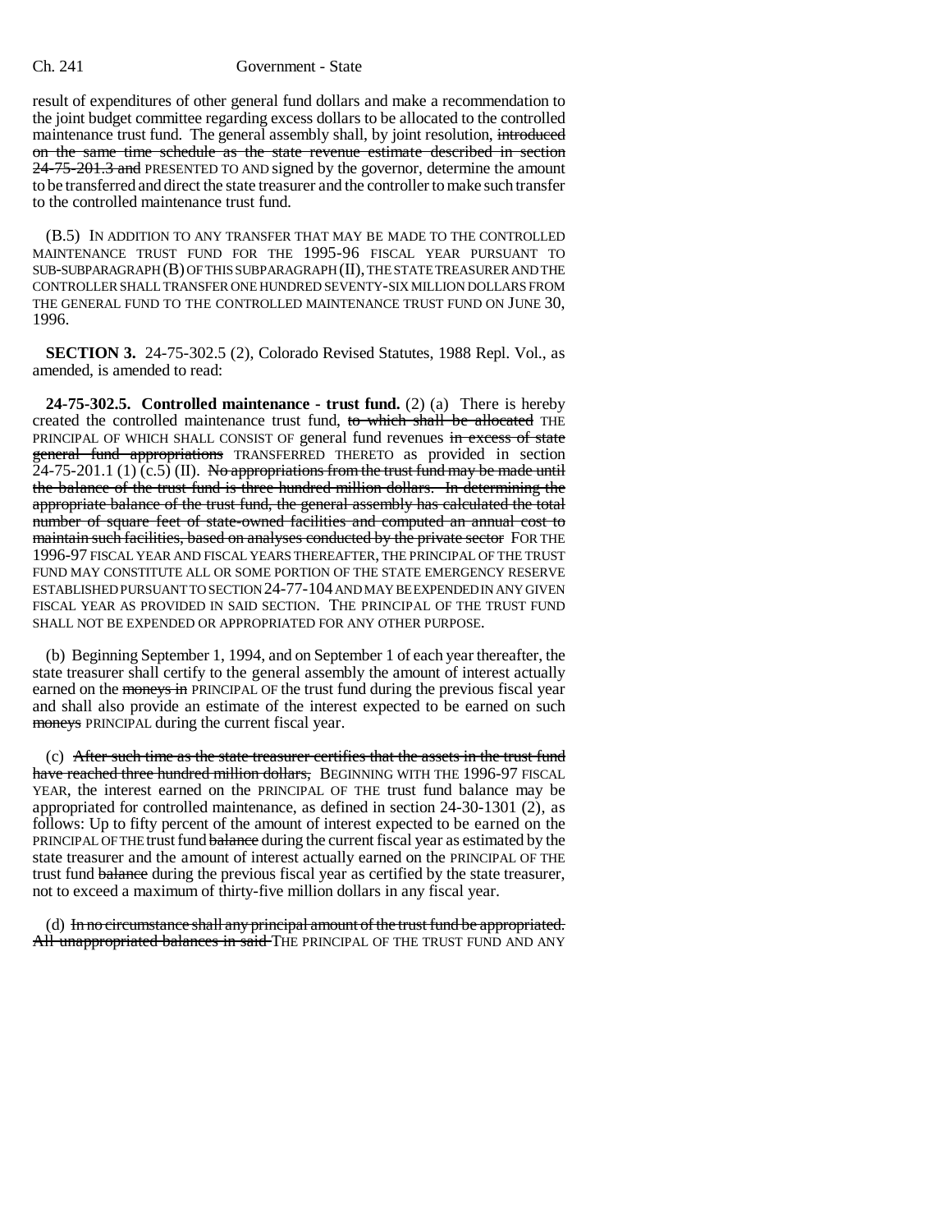result of expenditures of other general fund dollars and make a recommendation to the joint budget committee regarding excess dollars to be allocated to the controlled maintenance trust fund. The general assembly shall, by joint resolution, ~~introduced on the same time schedule as the state revenue estimate described in section 24-75-201.3 and~~ PRESENTED TO AND signed by the governor, determine the amount to be transferred and direct the state treasurer and the controller to make such transfer to the controlled maintenance trust fund.

(B.5) IN ADDITION TO ANY TRANSFER THAT MAY BE MADE TO THE CONTROLLED MAINTENANCE TRUST FUND FOR THE 1995-96 FISCAL YEAR PURSUANT TO SUB-SUBPARAGRAPH (B) OF THIS SUBPARAGRAPH (II), THE STATE TREASURER AND THE CONTROLLER SHALL TRANSFER ONE HUNDRED SEVENTY-SIX MILLION DOLLARS FROM THE GENERAL FUND TO THE CONTROLLED MAINTENANCE TRUST FUND ON JUNE 30, 1996.

**SECTION 3.** 24-75-302.5 (2), Colorado Revised Statutes, 1988 Repl. Vol., as amended, is amended to read:

**24-75-302.5. Controlled maintenance - trust fund.** (2) (a) There is hereby created the controlled maintenance trust fund, ~~to which shall be allocated~~ THE PRINCIPAL OF WHICH SHALL CONSIST OF general fund revenues ~~in excess of state general fund appropriations~~ TRANSFERRED THERETO as provided in section 24-75-201.1 (1) (c.5) (II). ~~No appropriations from the trust fund may be made until the balance of the trust fund is three hundred million dollars. In determining the appropriate balance of the trust fund, the general assembly has calculated the total number of square feet of state-owned facilities and computed an annual cost to maintain such facilities, based on analyses conducted by the private sector~~ FOR THE 1996-97 FISCAL YEAR AND FISCAL YEARS THEREAFTER, THE PRINCIPAL OF THE TRUST FUND MAY CONSTITUTE ALL OR SOME PORTION OF THE STATE EMERGENCY RESERVE ESTABLISHED PURSUANT TO SECTION 24-77-104 AND MAY BE EXPENDED IN ANY GIVEN FISCAL YEAR AS PROVIDED IN SAID SECTION. THE PRINCIPAL OF THE TRUST FUND SHALL NOT BE EXPENDED OR APPROPRIATED FOR ANY OTHER PURPOSE.

(b) Beginning September 1, 1994, and on September 1 of each year thereafter, the state treasurer shall certify to the general assembly the amount of interest actually earned on the ~~moneys in~~ PRINCIPAL OF the trust fund during the previous fiscal year and shall also provide an estimate of the interest expected to be earned on such ~~moneys~~ PRINCIPAL during the current fiscal year.

(c) ~~After such time as the state treasurer certifies that the assets in the trust fund have reached three hundred million dollars,~~ BEGINNING WITH THE 1996-97 FISCAL YEAR, the interest earned on the PRINCIPAL OF THE trust fund ~~balance~~ may be appropriated for controlled maintenance, as defined in section 24-30-1301 (2), as follows: Up to fifty percent of the amount of interest expected to be earned on the PRINCIPAL OF THE trust fund ~~balance~~ during the current fiscal year as estimated by the state treasurer and the amount of interest actually earned on the PRINCIPAL OF THE trust fund ~~balance~~ during the previous fiscal year as certified by the state treasurer, not to exceed a maximum of thirty-five million dollars in any fiscal year.

(d) ~~In no circumstance shall any principal amount of the trust fund be appropriated. All unappropriated balances in said~~ THE PRINCIPAL OF THE TRUST FUND AND ANY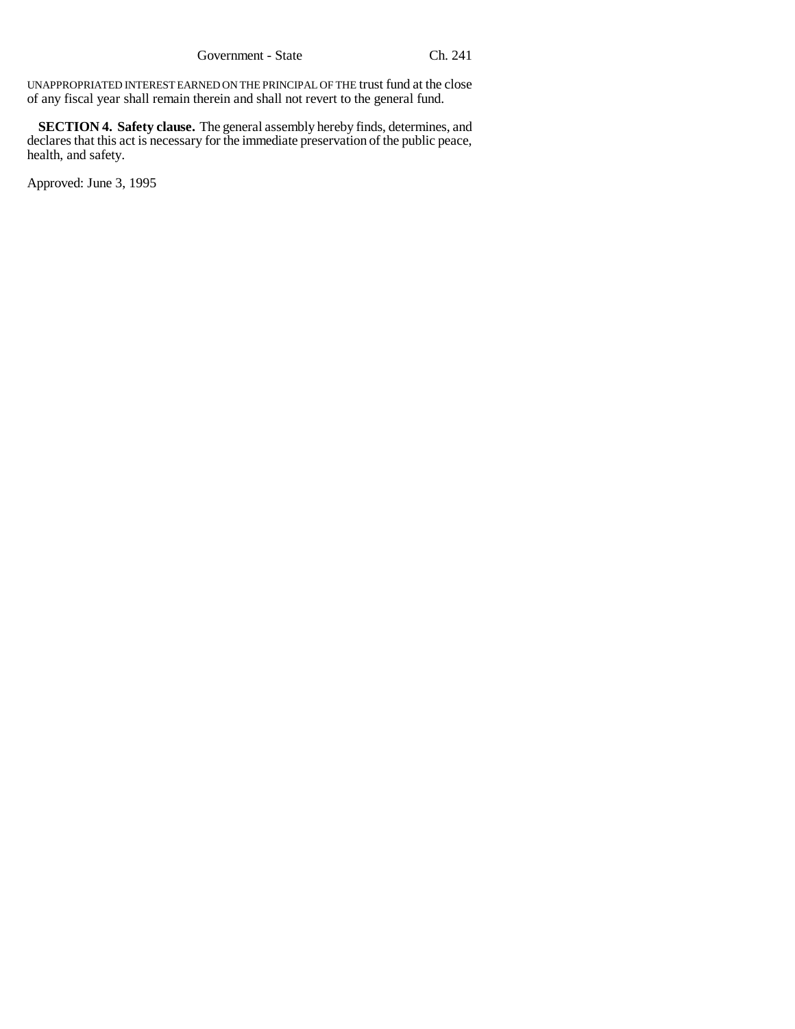UNAPPROPRIATED INTEREST EARNED ON THE PRINCIPAL OF THE trust fund at the close of any fiscal year shall remain therein and shall not revert to the general fund.

**SECTION 4. Safety clause.** The general assembly hereby finds, determines, and declares that this act is necessary for the immediate preservation of the public peace, health, and safety.

Approved: June 3, 1995